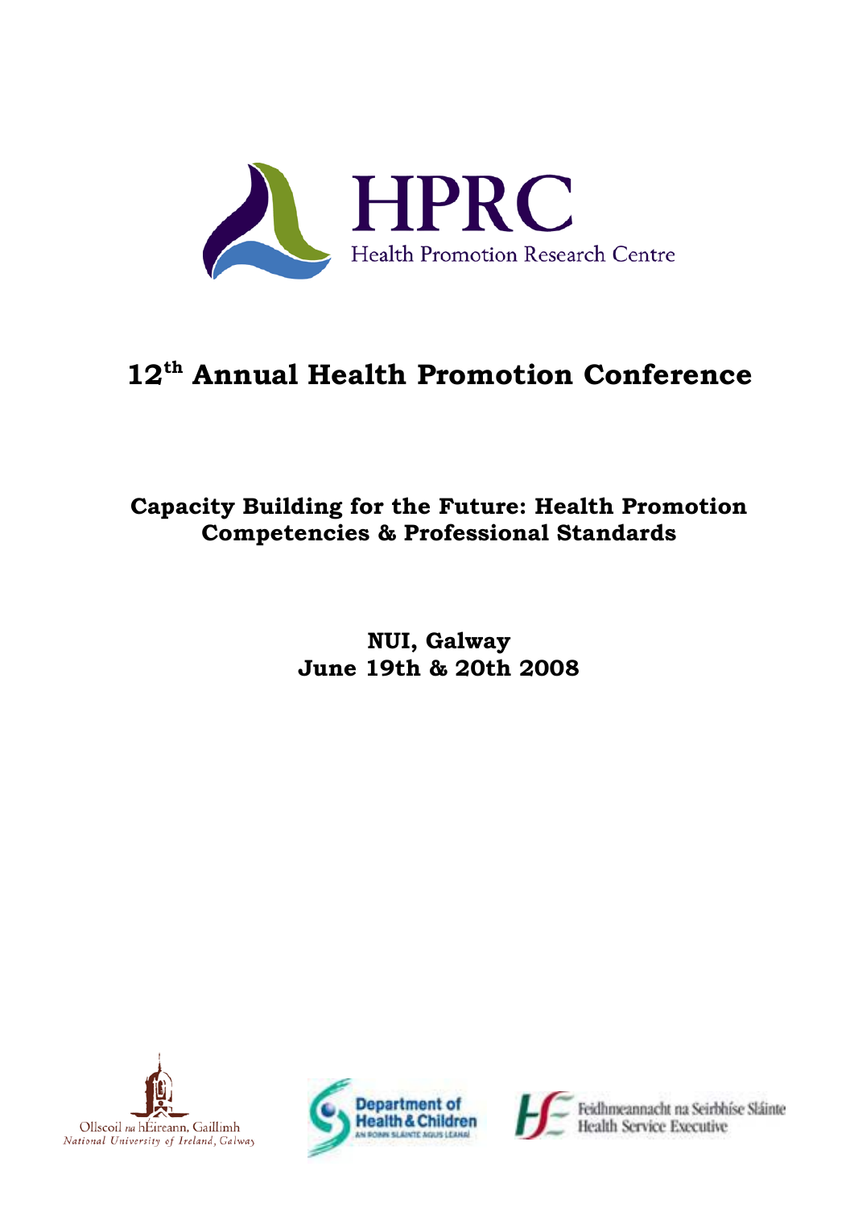HPRC

Health Promotion Research Centre

# 12th Annual Health Promotion Conference

## Capacity Building for the Future: Health Promotion Competencies & Professional Standards

**NUI, Galway**
**June 19th & 20th 2008**

Ollscoil na hÉireann, Gaillimh
National University of Ireland, Galway

Department of Health & Children
An Roinn Sláinte agus Leanaí

Feidhmeannacht na Seirbhíse Sláinte
Health Service Executive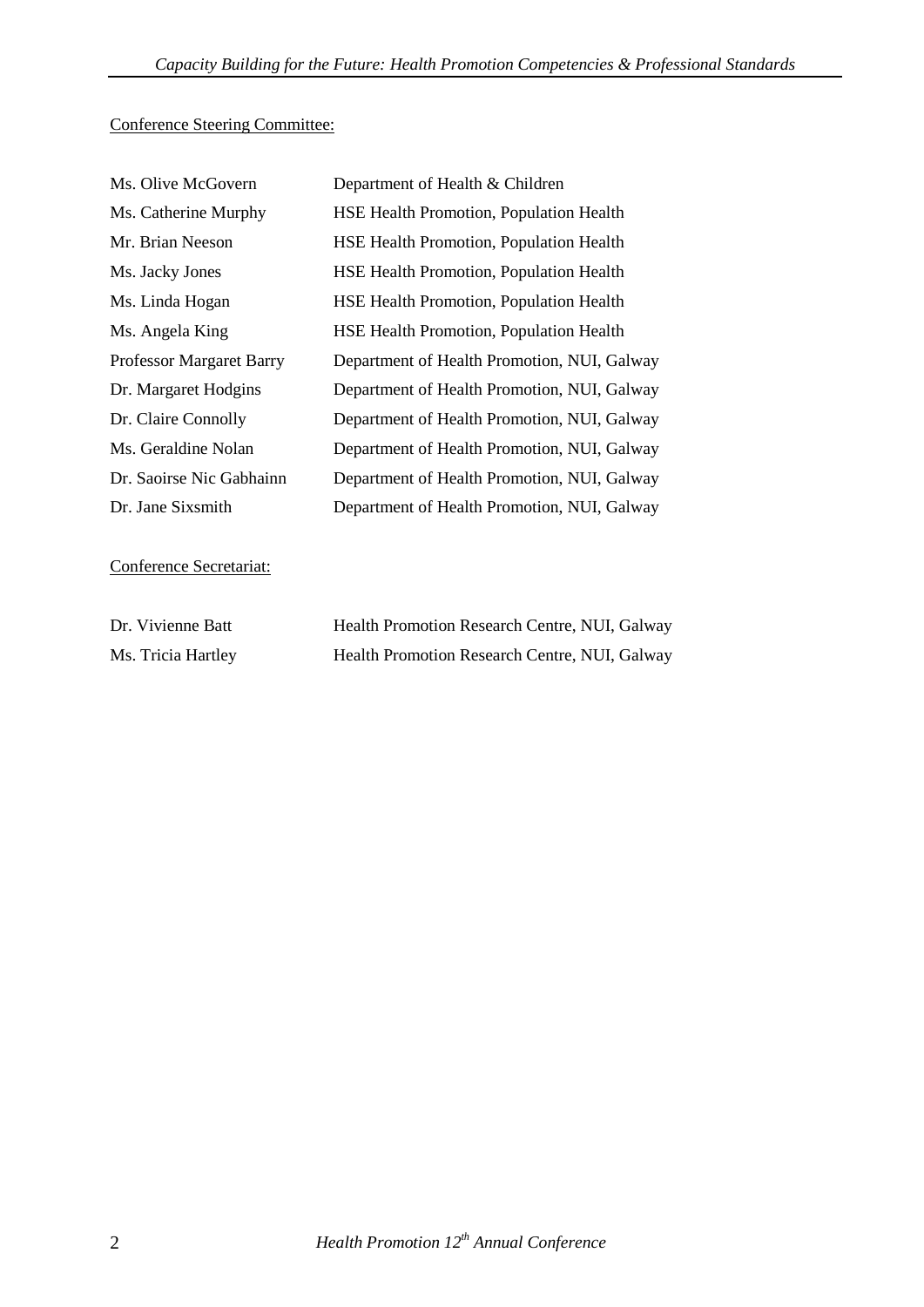Conference Steering Committee:

| | |
|---|---|
| Ms. Olive McGovern | Department of Health & Children |
| Ms. Catherine Murphy | HSE Health Promotion, Population Health |
| Mr. Brian Neeson | HSE Health Promotion, Population Health |
| Ms. Jacky Jones | HSE Health Promotion, Population Health |
| Ms. Linda Hogan | HSE Health Promotion, Population Health |
| Ms. Angela King | HSE Health Promotion, Population Health |
| Professor Margaret Barry | Department of Health Promotion, NUI, Galway |
| Dr. Margaret Hodgins | Department of Health Promotion, NUI, Galway |
| Dr. Claire Connolly | Department of Health Promotion, NUI, Galway |
| Ms. Geraldine Nolan | Department of Health Promotion, NUI, Galway |
| Dr. Saoirse Nic Gabhainn | Department of Health Promotion, NUI, Galway |
| Dr. Jane Sixsmith | Department of Health Promotion, NUI, Galway |

Conference Secretariat:

| | |
|---|---|
| Dr. Vivienne Batt | Health Promotion Research Centre, NUI, Galway |
| Ms. Tricia Hartley | Health Promotion Research Centre, NUI, Galway |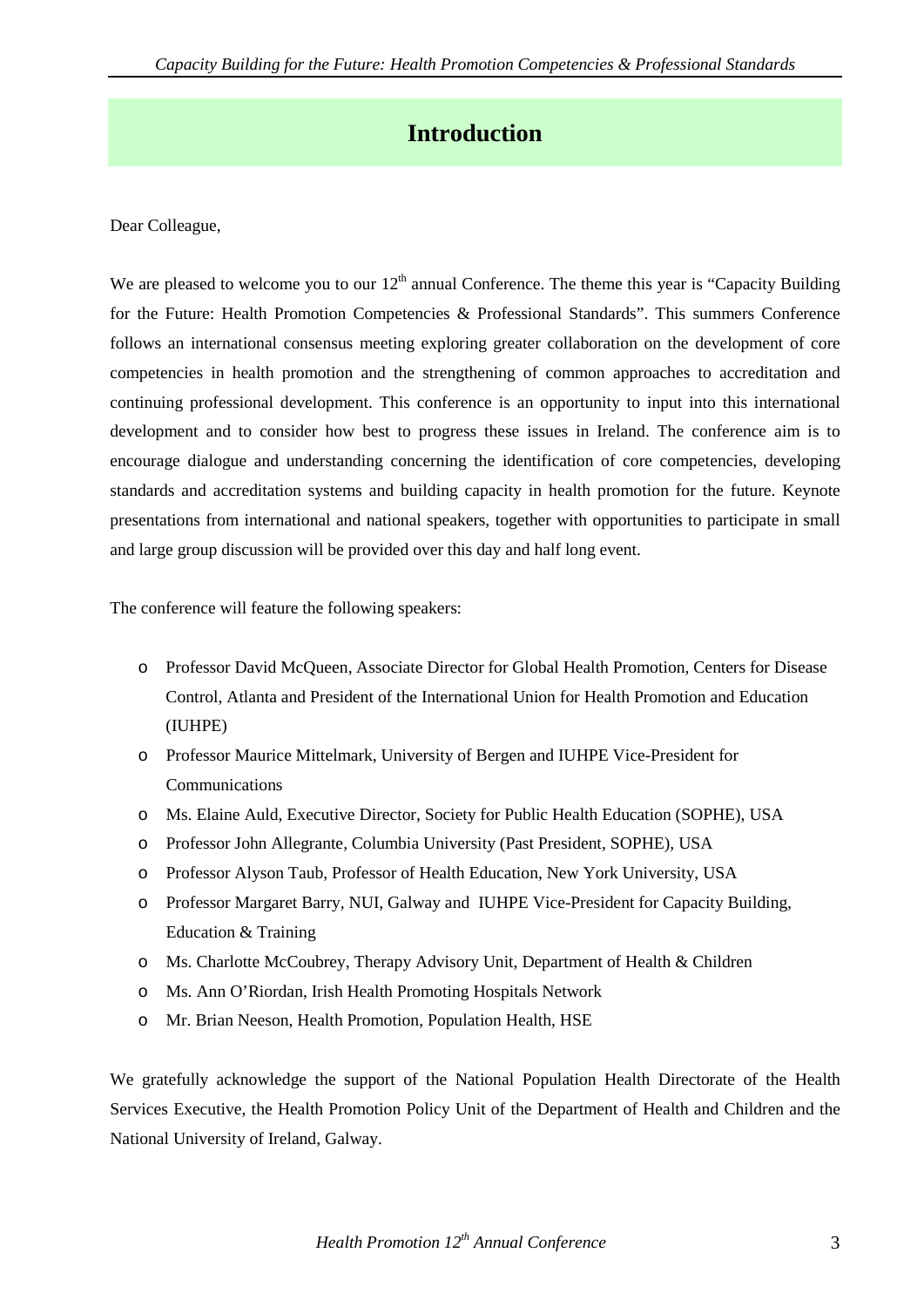# Introduction

Dear Colleague,

We are pleased to welcome you to our 12th annual Conference. The theme this year is "Capacity Building for the Future: Health Promotion Competencies & Professional Standards". This summers Conference follows an international consensus meeting exploring greater collaboration on the development of core competencies in health promotion and the strengthening of common approaches to accreditation and continuing professional development. This conference is an opportunity to input into this international development and to consider how best to progress these issues in Ireland. The conference aim is to encourage dialogue and understanding concerning the identification of core competencies, developing standards and accreditation systems and building capacity in health promotion for the future. Keynote presentations from international and national speakers, together with opportunities to participate in small and large group discussion will be provided over this day and half long event.

The conference will feature the following speakers:

- Professor David McQueen, Associate Director for Global Health Promotion, Centers for Disease Control, Atlanta and President of the International Union for Health Promotion and Education (IUHPE)
- Professor Maurice Mittelmark, University of Bergen and IUHPE Vice-President for Communications
- Ms. Elaine Auld, Executive Director, Society for Public Health Education (SOPHE), USA
- Professor John Allegrante, Columbia University (Past President, SOPHE), USA
- Professor Alyson Taub, Professor of Health Education, New York University, USA
- Professor Margaret Barry, NUI, Galway and IUHPE Vice-President for Capacity Building, Education & Training
- Ms. Charlotte McCoubrey, Therapy Advisory Unit, Department of Health & Children
- Ms. Ann O'Riordan, Irish Health Promoting Hospitals Network
- Mr. Brian Neeson, Health Promotion, Population Health, HSE

We gratefully acknowledge the support of the National Population Health Directorate of the Health Services Executive, the Health Promotion Policy Unit of the Department of Health and Children and the National University of Ireland, Galway.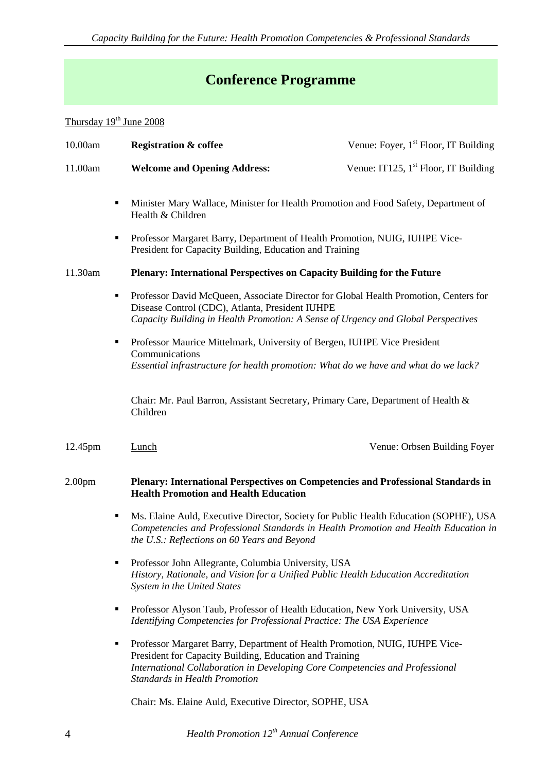# Conference Programme

Thursday 19th June 2008

10.00am **Registration & coffee** Venue: Foyer, 1st Floor, IT Building

11.00am **Welcome and Opening Address:** Venue: IT125, 1st Floor, IT Building

- Minister Mary Wallace, Minister for Health Promotion and Food Safety, Department of Health & Children
- Professor Margaret Barry, Department of Health Promotion, NUIG, IUHPE Vice-President for Capacity Building, Education and Training

11.30am **Plenary: International Perspectives on Capacity Building for the Future**

- Professor David McQueen, Associate Director for Global Health Promotion, Centers for Disease Control (CDC), Atlanta, President IUHPE
  *Capacity Building in Health Promotion: A Sense of Urgency and Global Perspectives*
- Professor Maurice Mittelmark, University of Bergen, IUHPE Vice President Communications
  *Essential infrastructure for health promotion: What do we have and what do we lack?*

Chair: Mr. Paul Barron, Assistant Secretary, Primary Care, Department of Health & Children

12.45pm Lunch Venue: Orbsen Building Foyer

2.00pm **Plenary: International Perspectives on Competencies and Professional Standards in Health Promotion and Health Education**

- Ms. Elaine Auld, Executive Director, Society for Public Health Education (SOPHE), USA
  *Competencies and Professional Standards in Health Promotion and Health Education in the U.S.: Reflections on 60 Years and Beyond*
- Professor John Allegrante, Columbia University, USA
  *History, Rationale, and Vision for a Unified Public Health Education Accreditation System in the United States*
- Professor Alyson Taub, Professor of Health Education, New York University, USA
  *Identifying Competencies for Professional Practice: The USA Experience*
- Professor Margaret Barry, Department of Health Promotion, NUIG, IUHPE Vice-President for Capacity Building, Education and Training
  *International Collaboration in Developing Core Competencies and Professional Standards in Health Promotion*

Chair: Ms. Elaine Auld, Executive Director, SOPHE, USA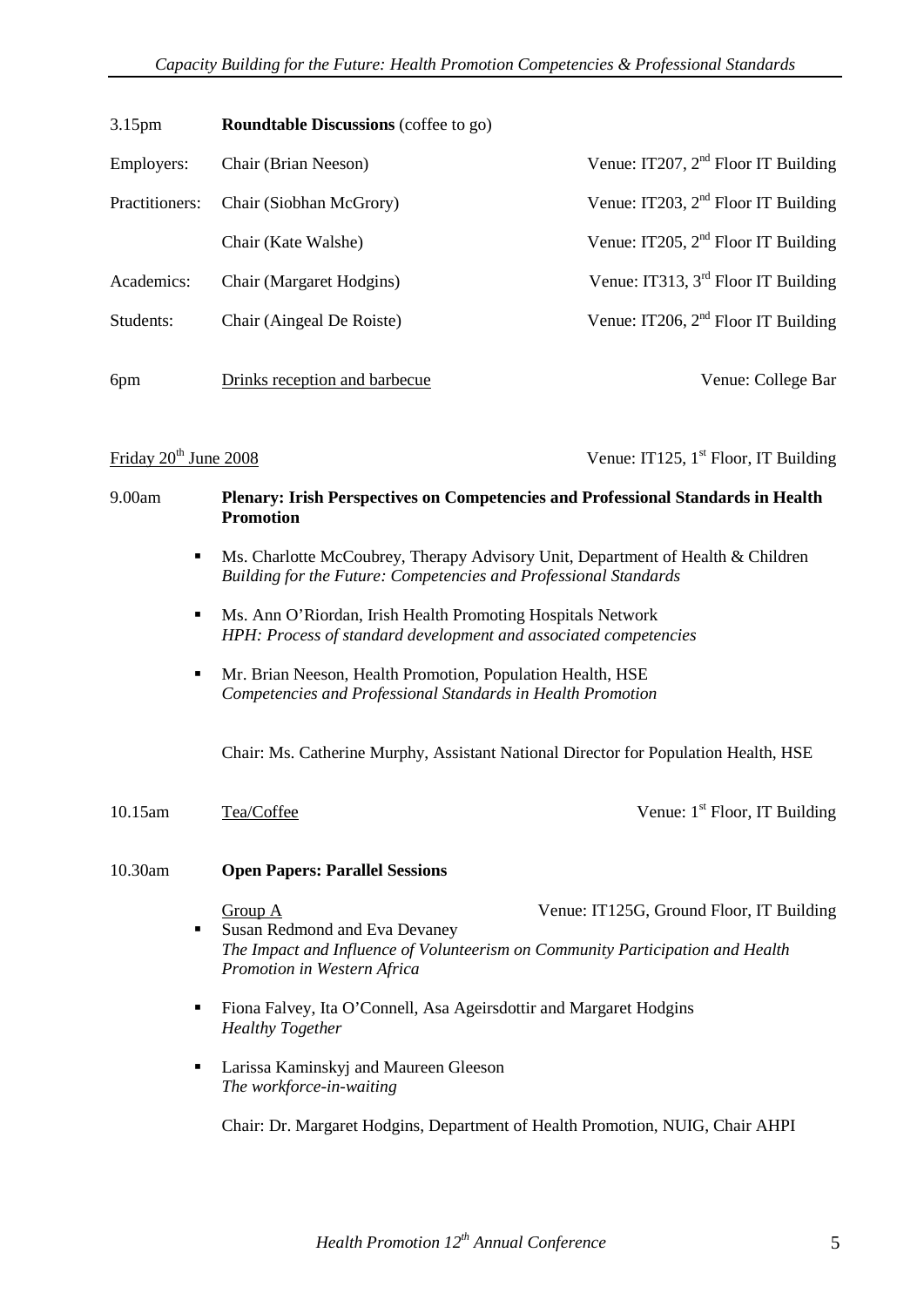| | | |
|---|---|---|
| 3.15pm | **Roundtable Discussions** (coffee to go) | |
| Employers: | Chair (Brian Neeson) | Venue: IT207, 2nd Floor IT Building |
| Practitioners: | Chair (Siobhan McGrory) | Venue: IT203, 2nd Floor IT Building |
| | Chair (Kate Walshe) | Venue: IT205, 2nd Floor IT Building |
| Academics: | Chair (Margaret Hodgins) | Venue: IT313, 3rd Floor IT Building |
| Students: | Chair (Aingeal De Roiste) | Venue: IT206, 2nd Floor IT Building |
| 6pm | Drinks reception and barbecue | Venue: College Bar |

Friday 20th June 2008 — Venue: IT125, 1st Floor, IT Building

9.00am **Plenary: Irish Perspectives on Competencies and Professional Standards in Health Promotion**

- Ms. Charlotte McCoubrey, Therapy Advisory Unit, Department of Health & Children
  *Building for the Future: Competencies and Professional Standards*
- Ms. Ann O'Riordan, Irish Health Promoting Hospitals Network
  *HPH: Process of standard development and associated competencies*
- Mr. Brian Neeson, Health Promotion, Population Health, HSE
  *Competencies and Professional Standards in Health Promotion*

Chair: Ms. Catherine Murphy, Assistant National Director for Population Health, HSE

10.15am Tea/Coffee — Venue: 1st Floor, IT Building

10.30am **Open Papers: Parallel Sessions**

Group A — Venue: IT125G, Ground Floor, IT Building

- Susan Redmond and Eva Devaney
  *The Impact and Influence of Volunteerism on Community Participation and Health Promotion in Western Africa*
- Fiona Falvey, Ita O'Connell, Asa Ageirsdottir and Margaret Hodgins
  *Healthy Together*
- Larissa Kaminskyj and Maureen Gleeson
  *The workforce-in-waiting*

Chair: Dr. Margaret Hodgins, Department of Health Promotion, NUIG, Chair AHPI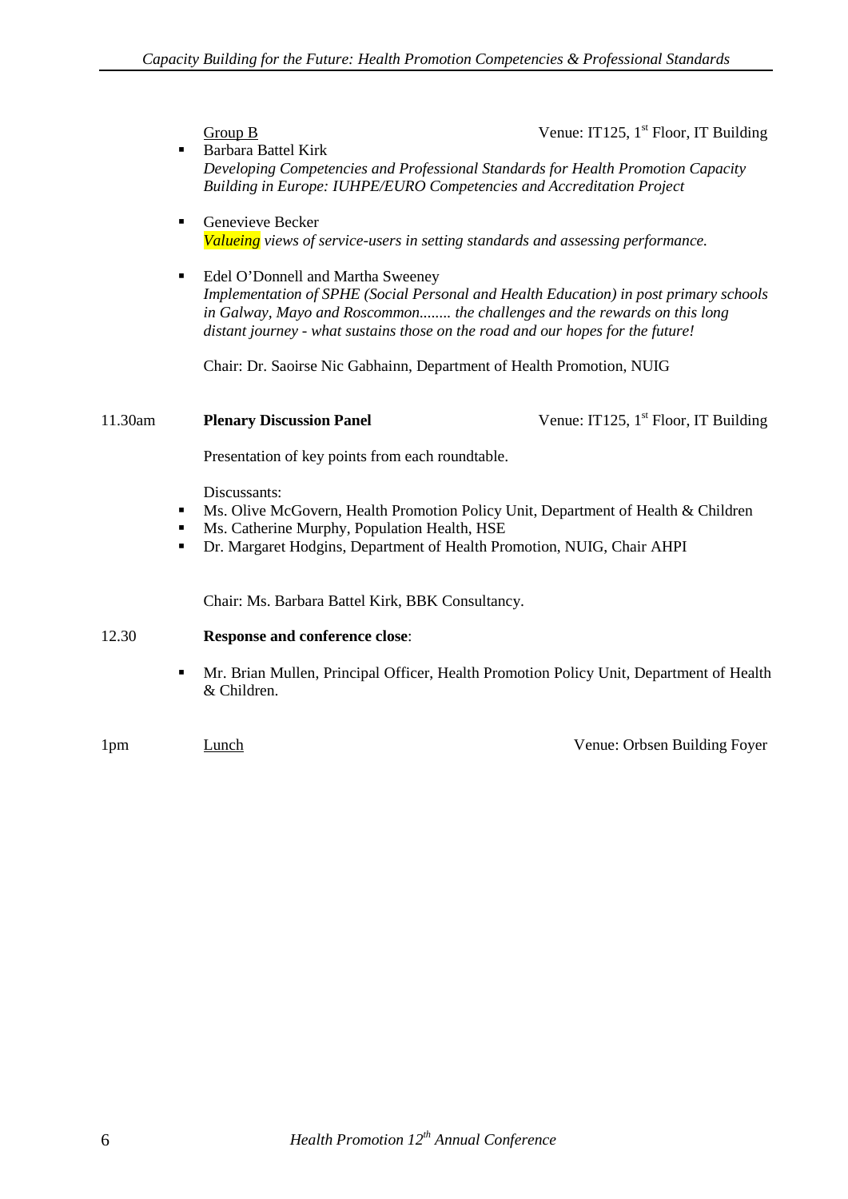Group B Venue: IT125, 1st Floor, IT Building

- Barbara Battel Kirk
  *Developing Competencies and Professional Standards for Health Promotion Capacity Building in Europe: IUHPE/EURO Competencies and Accreditation Project*

- Genevieve Becker
  *Valueing views of service-users in setting standards and assessing performance.*

- Edel O'Donnell and Martha Sweeney
  *Implementation of SPHE (Social Personal and Health Education) in post primary schools in Galway, Mayo and Roscommon........ the challenges and the rewards on this long distant journey - what sustains those on the road and our hopes for the future!*

Chair: Dr. Saoirse Nic Gabhainn, Department of Health Promotion, NUIG

11.30am **Plenary Discussion Panel** Venue: IT125, 1st Floor, IT Building

Presentation of key points from each roundtable.

Discussants:

- Ms. Olive McGovern, Health Promotion Policy Unit, Department of Health & Children
- Ms. Catherine Murphy, Population Health, HSE
- Dr. Margaret Hodgins, Department of Health Promotion, NUIG, Chair AHPI

Chair: Ms. Barbara Battel Kirk, BBK Consultancy.

12.30 **Response and conference close**:

- Mr. Brian Mullen, Principal Officer, Health Promotion Policy Unit, Department of Health & Children.

1pm Lunch Venue: Orbsen Building Foyer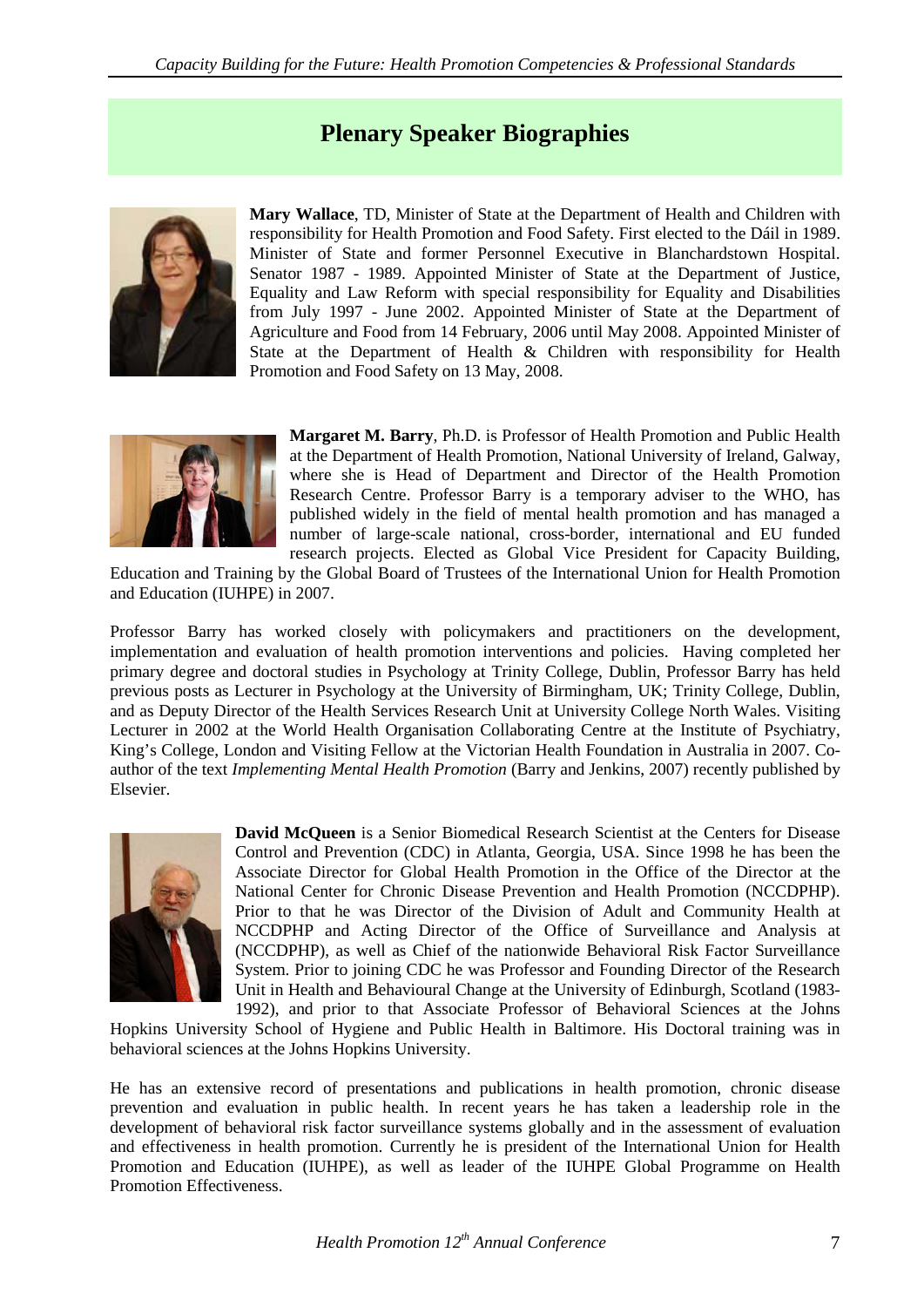# Plenary Speaker Biographies

**Mary Wallace**, TD, Minister of State at the Department of Health and Children with responsibility for Health Promotion and Food Safety. First elected to the Dáil in 1989. Minister of State and former Personnel Executive in Blanchardstown Hospital. Senator 1987 - 1989. Appointed Minister of State at the Department of Justice, Equality and Law Reform with special responsibility for Equality and Disabilities from July 1997 - June 2002. Appointed Minister of State at the Department of Agriculture and Food from 14 February, 2006 until May 2008. Appointed Minister of State at the Department of Health & Children with responsibility for Health Promotion and Food Safety on 13 May, 2008.

**Margaret M. Barry**, Ph.D. is Professor of Health Promotion and Public Health at the Department of Health Promotion, National University of Ireland, Galway, where she is Head of Department and Director of the Health Promotion Research Centre. Professor Barry is a temporary adviser to the WHO, has published widely in the field of mental health promotion and has managed a number of large-scale national, cross-border, international and EU funded research projects. Elected as Global Vice President for Capacity Building, Education and Training by the Global Board of Trustees of the International Union for Health Promotion and Education (IUHPE) in 2007.

Professor Barry has worked closely with policymakers and practitioners on the development, implementation and evaluation of health promotion interventions and policies. Having completed her primary degree and doctoral studies in Psychology at Trinity College, Dublin, Professor Barry has held previous posts as Lecturer in Psychology at the University of Birmingham, UK; Trinity College, Dublin, and as Deputy Director of the Health Services Research Unit at University College North Wales. Visiting Lecturer in 2002 at the World Health Organisation Collaborating Centre at the Institute of Psychiatry, King's College, London and Visiting Fellow at the Victorian Health Foundation in Australia in 2007. Co-author of the text *Implementing Mental Health Promotion* (Barry and Jenkins, 2007) recently published by Elsevier.

**David McQueen** is a Senior Biomedical Research Scientist at the Centers for Disease Control and Prevention (CDC) in Atlanta, Georgia, USA. Since 1998 he has been the Associate Director for Global Health Promotion in the Office of the Director at the National Center for Chronic Disease Prevention and Health Promotion (NCCDPHP). Prior to that he was Director of the Division of Adult and Community Health at NCCDPHP and Acting Director of the Office of Surveillance and Analysis at (NCCDPHP), as well as Chief of the nationwide Behavioral Risk Factor Surveillance System. Prior to joining CDC he was Professor and Founding Director of the Research Unit in Health and Behavioural Change at the University of Edinburgh, Scotland (1983-1992), and prior to that Associate Professor of Behavioral Sciences at the Johns Hopkins University School of Hygiene and Public Health in Baltimore. His Doctoral training was in behavioral sciences at the Johns Hopkins University.

He has an extensive record of presentations and publications in health promotion, chronic disease prevention and evaluation in public health. In recent years he has taken a leadership role in the development of behavioral risk factor surveillance systems globally and in the assessment of evaluation and effectiveness in health promotion. Currently he is president of the International Union for Health Promotion and Education (IUHPE), as well as leader of the IUHPE Global Programme on Health Promotion Effectiveness.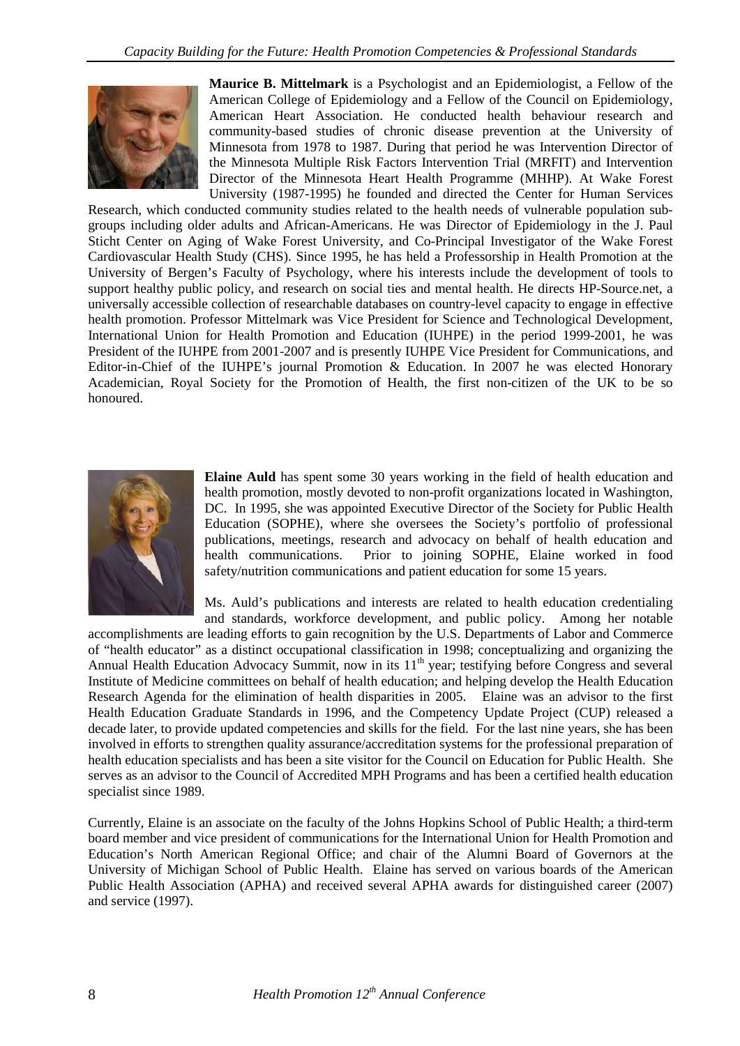**Maurice B. Mittelmark** is a Psychologist and an Epidemiologist, a Fellow of the American College of Epidemiology and a Fellow of the Council on Epidemiology, American Heart Association. He conducted health behaviour research and community-based studies of chronic disease prevention at the University of Minnesota from 1978 to 1987. During that period he was Intervention Director of the Minnesota Multiple Risk Factors Intervention Trial (MRFIT) and Intervention Director of the Minnesota Heart Health Programme (MHHP). At Wake Forest University (1987-1995) he founded and directed the Center for Human Services Research, which conducted community studies related to the health needs of vulnerable population sub-groups including older adults and African-Americans. He was Director of Epidemiology in the J. Paul Sticht Center on Aging of Wake Forest University, and Co-Principal Investigator of the Wake Forest Cardiovascular Health Study (CHS). Since 1995, he has held a Professorship in Health Promotion at the University of Bergen's Faculty of Psychology, where his interests include the development of tools to support healthy public policy, and research on social ties and mental health. He directs HP-Source.net, a universally accessible collection of researchable databases on country-level capacity to engage in effective health promotion. Professor Mittelmark was Vice President for Science and Technological Development, International Union for Health Promotion and Education (IUHPE) in the period 1999-2001, he was President of the IUHPE from 2001-2007 and is presently IUHPE Vice President for Communications, and Editor-in-Chief of the IUHPE's journal Promotion & Education. In 2007 he was elected Honorary Academician, Royal Society for the Promotion of Health, the first non-citizen of the UK to be so honoured.

**Elaine Auld** has spent some 30 years working in the field of health education and health promotion, mostly devoted to non-profit organizations located in Washington, DC. In 1995, she was appointed Executive Director of the Society for Public Health Education (SOPHE), where she oversees the Society's portfolio of professional publications, meetings, research and advocacy on behalf of health education and health communications. Prior to joining SOPHE, Elaine worked in food safety/nutrition communications and patient education for some 15 years.

Ms. Auld's publications and interests are related to health education credentialing and standards, workforce development, and public policy. Among her notable accomplishments are leading efforts to gain recognition by the U.S. Departments of Labor and Commerce of "health educator" as a distinct occupational classification in 1998; conceptualizing and organizing the Annual Health Education Advocacy Summit, now in its 11th year; testifying before Congress and several Institute of Medicine committees on behalf of health education; and helping develop the Health Education Research Agenda for the elimination of health disparities in 2005. Elaine was an advisor to the first Health Education Graduate Standards in 1996, and the Competency Update Project (CUP) released a decade later, to provide updated competencies and skills for the field. For the last nine years, she has been involved in efforts to strengthen quality assurance/accreditation systems for the professional preparation of health education specialists and has been a site visitor for the Council on Education for Public Health. She serves as an advisor to the Council of Accredited MPH Programs and has been a certified health education specialist since 1989.

Currently, Elaine is an associate on the faculty of the Johns Hopkins School of Public Health; a third-term board member and vice president of communications for the International Union for Health Promotion and Education's North American Regional Office; and chair of the Alumni Board of Governors at the University of Michigan School of Public Health. Elaine has served on various boards of the American Public Health Association (APHA) and received several APHA awards for distinguished career (2007) and service (1997).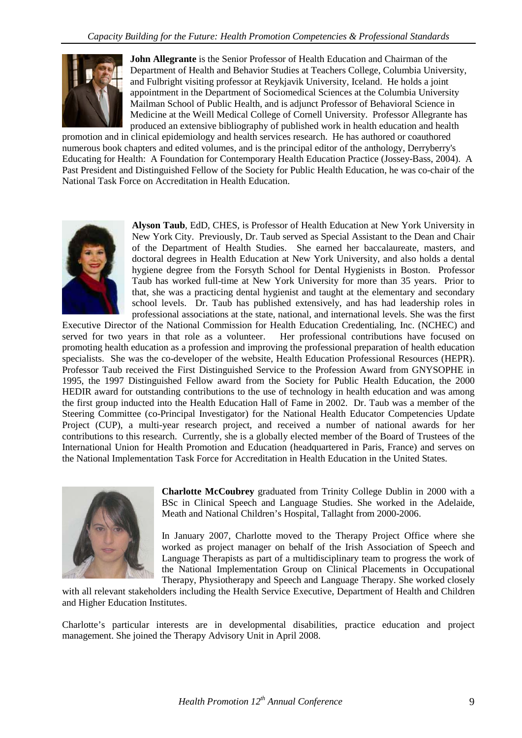**John Allegrante** is the Senior Professor of Health Education and Chairman of the Department of Health and Behavior Studies at Teachers College, Columbia University, and Fulbright visiting professor at Reykjavik University, Iceland. He holds a joint appointment in the Department of Sociomedical Sciences at the Columbia University Mailman School of Public Health, and is adjunct Professor of Behavioral Science in Medicine at the Weill Medical College of Cornell University. Professor Allegrante has produced an extensive bibliography of published work in health education and health promotion and in clinical epidemiology and health services research. He has authored or coauthored numerous book chapters and edited volumes, and is the principal editor of the anthology, Derryberry's Educating for Health: A Foundation for Contemporary Health Education Practice (Jossey-Bass, 2004). A Past President and Distinguished Fellow of the Society for Public Health Education, he was co-chair of the National Task Force on Accreditation in Health Education.

**Alyson Taub**, EdD, CHES, is Professor of Health Education at New York University in New York City. Previously, Dr. Taub served as Special Assistant to the Dean and Chair of the Department of Health Studies. She earned her baccalaureate, masters, and doctoral degrees in Health Education at New York University, and also holds a dental hygiene degree from the Forsyth School for Dental Hygienists in Boston. Professor Taub has worked full-time at New York University for more than 35 years. Prior to that, she was a practicing dental hygienist and taught at the elementary and secondary school levels. Dr. Taub has published extensively, and has had leadership roles in professional associations at the state, national, and international levels. She was the first Executive Director of the National Commission for Health Education Credentialing, Inc. (NCHEC) and served for two years in that role as a volunteer. Her professional contributions have focused on promoting health education as a profession and improving the professional preparation of health education specialists. She was the co-developer of the website, Health Education Professional Resources (HEPR). Professor Taub received the First Distinguished Service to the Profession Award from GNYSOPHE in 1995, the 1997 Distinguished Fellow award from the Society for Public Health Education, the 2000 HEDIR award for outstanding contributions to the use of technology in health education and was among the first group inducted into the Health Education Hall of Fame in 2002. Dr. Taub was a member of the Steering Committee (co-Principal Investigator) for the National Health Educator Competencies Update Project (CUP), a multi-year research project, and received a number of national awards for her contributions to this research. Currently, she is a globally elected member of the Board of Trustees of the International Union for Health Promotion and Education (headquartered in Paris, France) and serves on the National Implementation Task Force for Accreditation in Health Education in the United States.

**Charlotte McCoubrey** graduated from Trinity College Dublin in 2000 with a BSc in Clinical Speech and Language Studies. She worked in the Adelaide, Meath and National Children's Hospital, Tallaght from 2000-2006.

In January 2007, Charlotte moved to the Therapy Project Office where she worked as project manager on behalf of the Irish Association of Speech and Language Therapists as part of a multidisciplinary team to progress the work of the National Implementation Group on Clinical Placements in Occupational Therapy, Physiotherapy and Speech and Language Therapy. She worked closely with all relevant stakeholders including the Health Service Executive, Department of Health and Children and Higher Education Institutes.

Charlotte's particular interests are in developmental disabilities, practice education and project management. She joined the Therapy Advisory Unit in April 2008.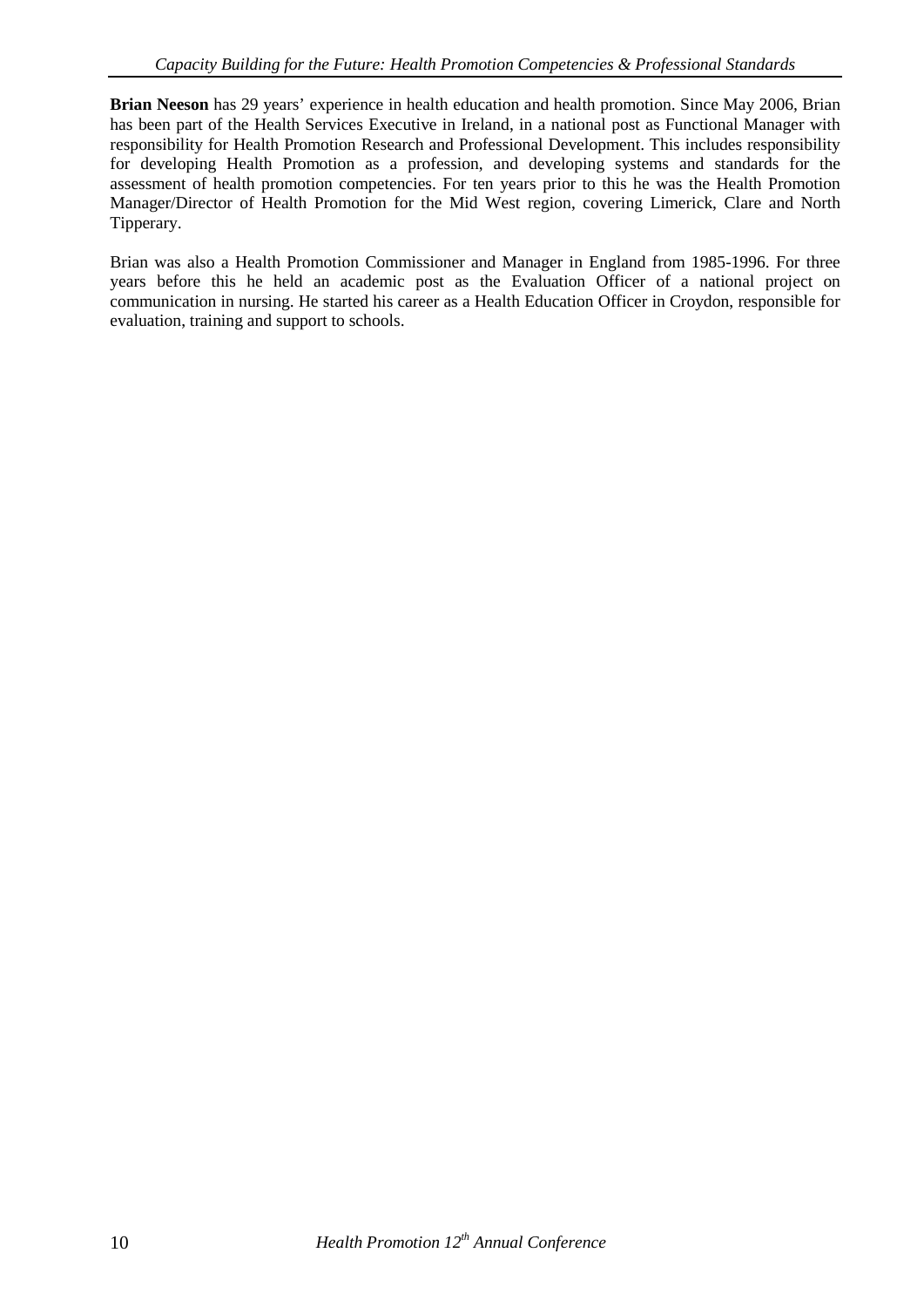**Brian Neeson** has 29 years' experience in health education and health promotion. Since May 2006, Brian has been part of the Health Services Executive in Ireland, in a national post as Functional Manager with responsibility for Health Promotion Research and Professional Development. This includes responsibility for developing Health Promotion as a profession, and developing systems and standards for the assessment of health promotion competencies. For ten years prior to this he was the Health Promotion Manager/Director of Health Promotion for the Mid West region, covering Limerick, Clare and North Tipperary.

Brian was also a Health Promotion Commissioner and Manager in England from 1985-1996. For three years before this he held an academic post as the Evaluation Officer of a national project on communication in nursing. He started his career as a Health Education Officer in Croydon, responsible for evaluation, training and support to schools.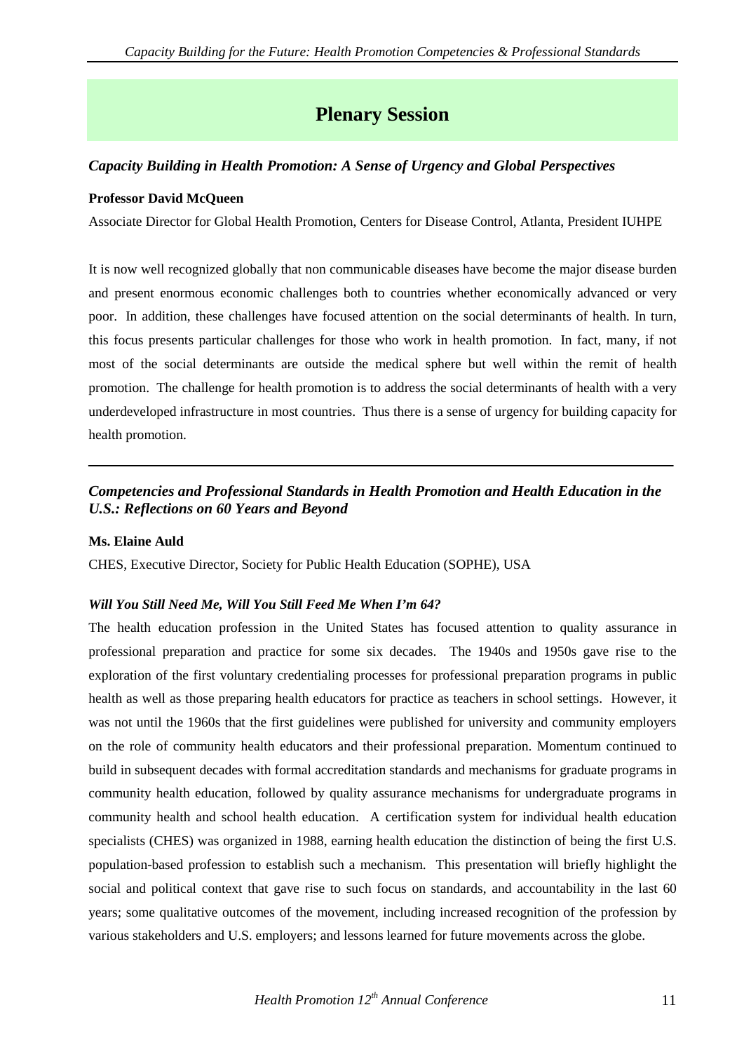# Plenary Session

### *Capacity Building in Health Promotion: A Sense of Urgency and Global Perspectives*

**Professor David McQueen**

Associate Director for Global Health Promotion, Centers for Disease Control, Atlanta, President IUHPE

It is now well recognized globally that non communicable diseases have become the major disease burden and present enormous economic challenges both to countries whether economically advanced or very poor. In addition, these challenges have focused attention on the social determinants of health. In turn, this focus presents particular challenges for those who work in health promotion. In fact, many, if not most of the social determinants are outside the medical sphere but well within the remit of health promotion. The challenge for health promotion is to address the social determinants of health with a very underdeveloped infrastructure in most countries. Thus there is a sense of urgency for building capacity for health promotion.

---

### *Competencies and Professional Standards in Health Promotion and Health Education in the U.S.: Reflections on 60 Years and Beyond*

**Ms. Elaine Auld**

CHES, Executive Director, Society for Public Health Education (SOPHE), USA

***Will You Still Need Me, Will You Still Feed Me When I'm 64?***

The health education profession in the United States has focused attention to quality assurance in professional preparation and practice for some six decades. The 1940s and 1950s gave rise to the exploration of the first voluntary credentialing processes for professional preparation programs in public health as well as those preparing health educators for practice as teachers in school settings. However, it was not until the 1960s that the first guidelines were published for university and community employers on the role of community health educators and their professional preparation. Momentum continued to build in subsequent decades with formal accreditation standards and mechanisms for graduate programs in community health education, followed by quality assurance mechanisms for undergraduate programs in community health and school health education. A certification system for individual health education specialists (CHES) was organized in 1988, earning health education the distinction of being the first U.S. population-based profession to establish such a mechanism. This presentation will briefly highlight the social and political context that gave rise to such focus on standards, and accountability in the last 60 years; some qualitative outcomes of the movement, including increased recognition of the profession by various stakeholders and U.S. employers; and lessons learned for future movements across the globe.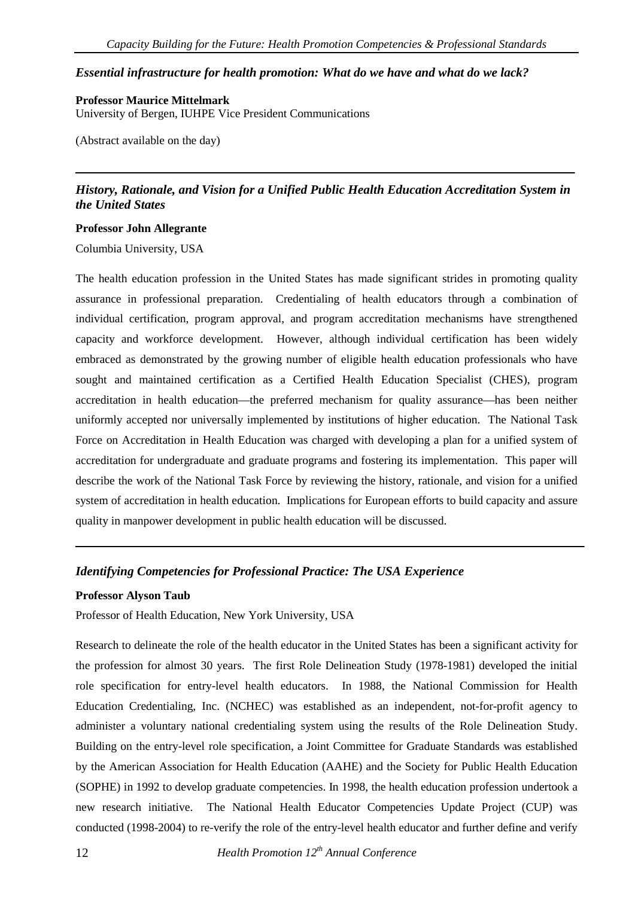### *Essential infrastructure for health promotion: What do we have and what do we lack?*

**Professor Maurice Mittelmark**
University of Bergen, IUHPE Vice President Communications

(Abstract available on the day)

---

### *History, Rationale, and Vision for a Unified Public Health Education Accreditation System in the United States*

**Professor John Allegrante**

Columbia University, USA

The health education profession in the United States has made significant strides in promoting quality assurance in professional preparation. Credentialing of health educators through a combination of individual certification, program approval, and program accreditation mechanisms have strengthened capacity and workforce development. However, although individual certification has been widely embraced as demonstrated by the growing number of eligible health education professionals who have sought and maintained certification as a Certified Health Education Specialist (CHES), program accreditation in health education—the preferred mechanism for quality assurance—has been neither uniformly accepted nor universally implemented by institutions of higher education. The National Task Force on Accreditation in Health Education was charged with developing a plan for a unified system of accreditation for undergraduate and graduate programs and fostering its implementation. This paper will describe the work of the National Task Force by reviewing the history, rationale, and vision for a unified system of accreditation in health education. Implications for European efforts to build capacity and assure quality in manpower development in public health education will be discussed.

---

### *Identifying Competencies for Professional Practice: The USA Experience*

**Professor Alyson Taub**

Professor of Health Education, New York University, USA

Research to delineate the role of the health educator in the United States has been a significant activity for the profession for almost 30 years. The first Role Delineation Study (1978-1981) developed the initial role specification for entry-level health educators. In 1988, the National Commission for Health Education Credentialing, Inc. (NCHEC) was established as an independent, not-for-profit agency to administer a voluntary national credentialing system using the results of the Role Delineation Study. Building on the entry-level role specification, a Joint Committee for Graduate Standards was established by the American Association for Health Education (AAHE) and the Society for Public Health Education (SOPHE) in 1992 to develop graduate competencies. In 1998, the health education profession undertook a new research initiative. The National Health Educator Competencies Update Project (CUP) was conducted (1998-2004) to re-verify the role of the entry-level health educator and further define and verify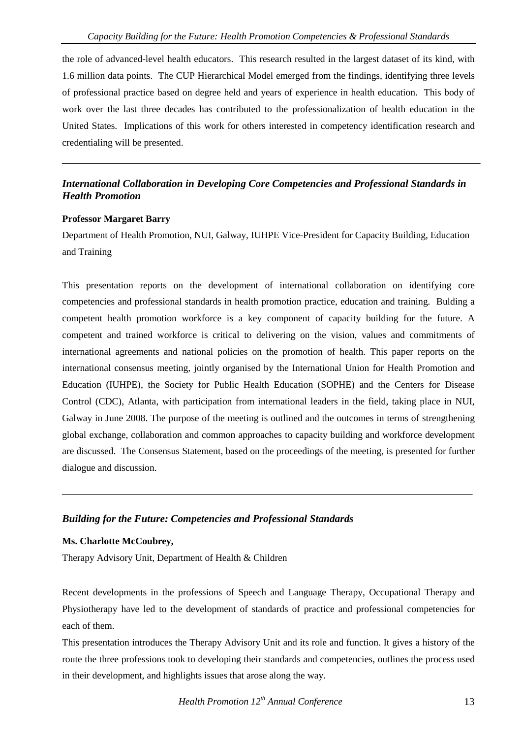the role of advanced-level health educators. This research resulted in the largest dataset of its kind, with 1.6 million data points. The CUP Hierarchical Model emerged from the findings, identifying three levels of professional practice based on degree held and years of experience in health education. This body of work over the last three decades has contributed to the professionalization of health education in the United States. Implications of this work for others interested in competency identification research and credentialing will be presented.

---

### *International Collaboration in Developing Core Competencies and Professional Standards in Health Promotion*

**Professor Margaret Barry**

Department of Health Promotion, NUI, Galway, IUHPE Vice-President for Capacity Building, Education and Training

This presentation reports on the development of international collaboration on identifying core competencies and professional standards in health promotion practice, education and training. Bulding a competent health promotion workforce is a key component of capacity building for the future. A competent and trained workforce is critical to delivering on the vision, values and commitments of international agreements and national policies on the promotion of health. This paper reports on the international consensus meeting, jointly organised by the International Union for Health Promotion and Education (IUHPE), the Society for Public Health Education (SOPHE) and the Centers for Disease Control (CDC), Atlanta, with participation from international leaders in the field, taking place in NUI, Galway in June 2008. The purpose of the meeting is outlined and the outcomes in terms of strengthening global exchange, collaboration and common approaches to capacity building and workforce development are discussed. The Consensus Statement, based on the proceedings of the meeting, is presented for further dialogue and discussion.

---

### *Building for the Future: Competencies and Professional Standards*

**Ms. Charlotte McCoubrey,**

Therapy Advisory Unit, Department of Health & Children

Recent developments in the professions of Speech and Language Therapy, Occupational Therapy and Physiotherapy have led to the development of standards of practice and professional competencies for each of them.

This presentation introduces the Therapy Advisory Unit and its role and function. It gives a history of the route the three professions took to developing their standards and competencies, outlines the process used in their development, and highlights issues that arose along the way.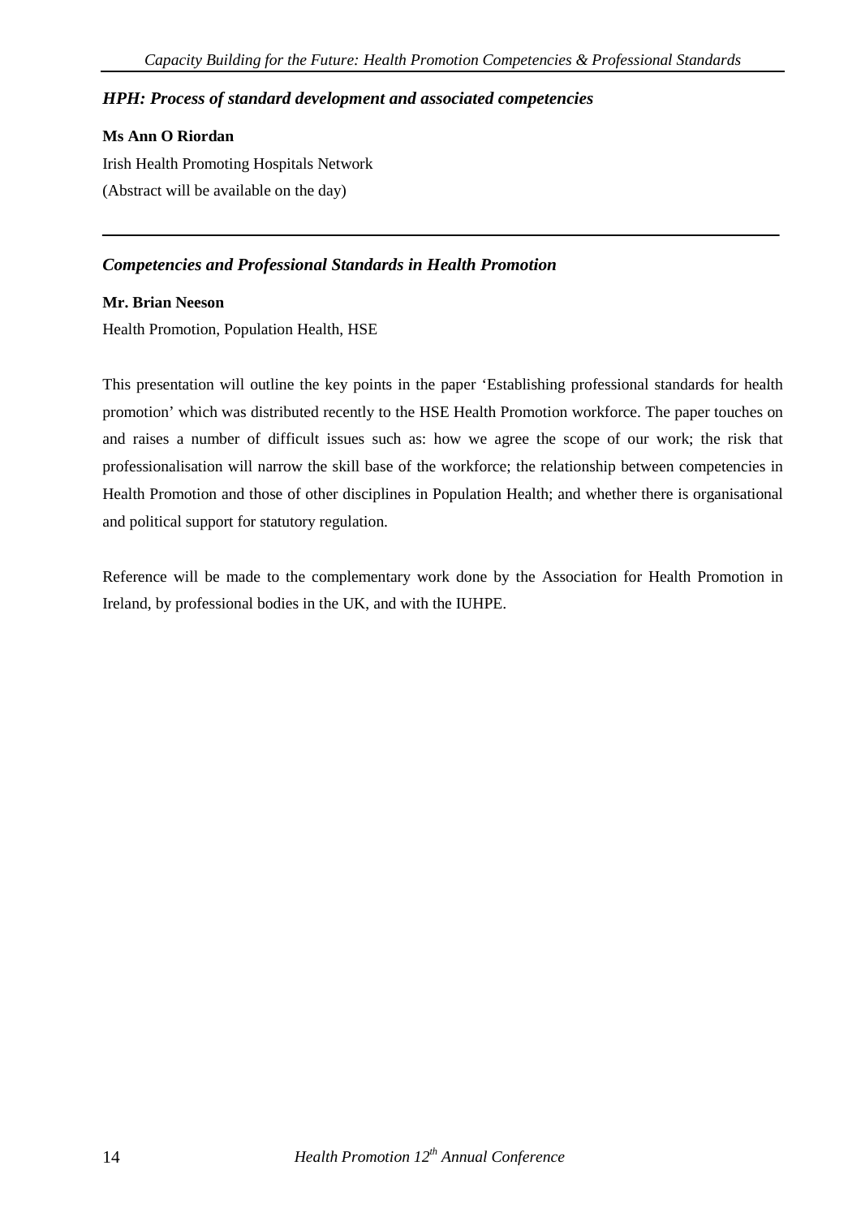### *HPH: Process of standard development and associated competencies*

**Ms Ann O Riordan**

Irish Health Promoting Hospitals Network

(Abstract will be available on the day)

---

### *Competencies and Professional Standards in Health Promotion*

**Mr. Brian Neeson**

Health Promotion, Population Health, HSE

This presentation will outline the key points in the paper 'Establishing professional standards for health promotion' which was distributed recently to the HSE Health Promotion workforce. The paper touches on and raises a number of difficult issues such as: how we agree the scope of our work; the risk that professionalisation will narrow the skill base of the workforce; the relationship between competencies in Health Promotion and those of other disciplines in Population Health; and whether there is organisational and political support for statutory regulation.

Reference will be made to the complementary work done by the Association for Health Promotion in Ireland, by professional bodies in the UK, and with the IUHPE.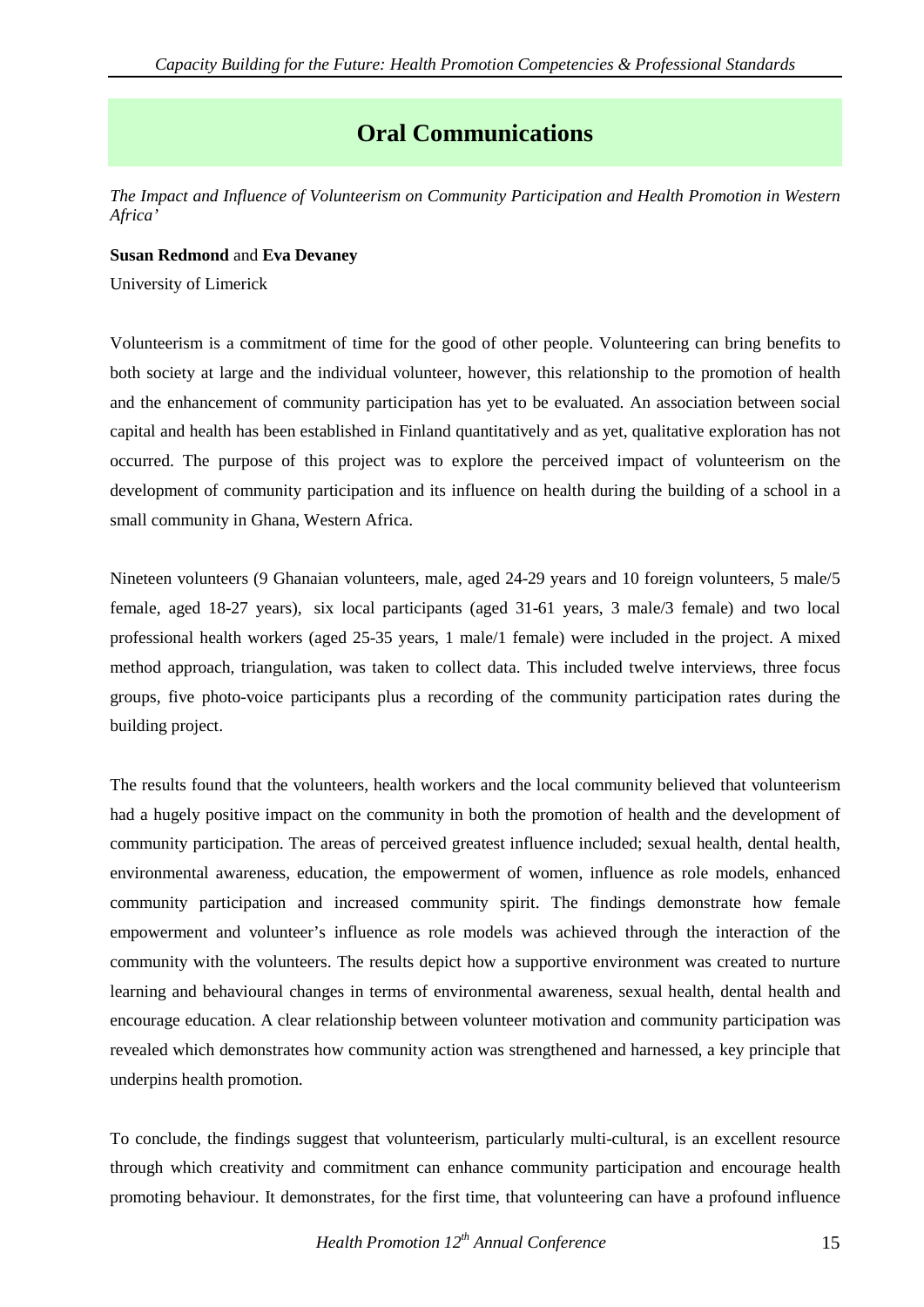# Oral Communications

*The Impact and Influence of Volunteerism on Community Participation and Health Promotion in Western Africa'*

**Susan Redmond** and **Eva Devaney**

University of Limerick

Volunteerism is a commitment of time for the good of other people. Volunteering can bring benefits to both society at large and the individual volunteer, however, this relationship to the promotion of health and the enhancement of community participation has yet to be evaluated. An association between social capital and health has been established in Finland quantitatively and as yet, qualitative exploration has not occurred. The purpose of this project was to explore the perceived impact of volunteerism on the development of community participation and its influence on health during the building of a school in a small community in Ghana, Western Africa.

Nineteen volunteers (9 Ghanaian volunteers, male, aged 24-29 years and 10 foreign volunteers, 5 male/5 female, aged 18-27 years), six local participants (aged 31-61 years, 3 male/3 female) and two local professional health workers (aged 25-35 years, 1 male/1 female) were included in the project. A mixed method approach, triangulation, was taken to collect data. This included twelve interviews, three focus groups, five photo-voice participants plus a recording of the community participation rates during the building project.

The results found that the volunteers, health workers and the local community believed that volunteerism had a hugely positive impact on the community in both the promotion of health and the development of community participation. The areas of perceived greatest influence included; sexual health, dental health, environmental awareness, education, the empowerment of women, influence as role models, enhanced community participation and increased community spirit. The findings demonstrate how female empowerment and volunteer's influence as role models was achieved through the interaction of the community with the volunteers. The results depict how a supportive environment was created to nurture learning and behavioural changes in terms of environmental awareness, sexual health, dental health and encourage education. A clear relationship between volunteer motivation and community participation was revealed which demonstrates how community action was strengthened and harnessed, a key principle that underpins health promotion.

To conclude, the findings suggest that volunteerism, particularly multi-cultural, is an excellent resource through which creativity and commitment can enhance community participation and encourage health promoting behaviour. It demonstrates, for the first time, that volunteering can have a profound influence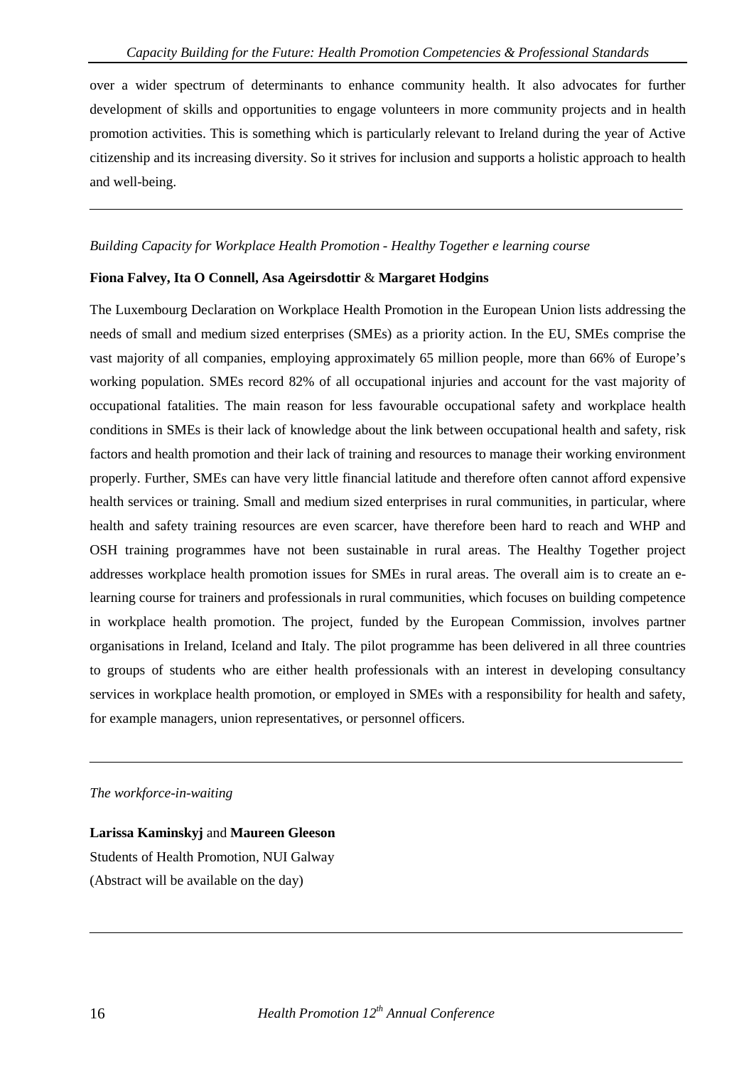over a wider spectrum of determinants to enhance community health. It also advocates for further development of skills and opportunities to engage volunteers in more community projects and in health promotion activities. This is something which is particularly relevant to Ireland during the year of Active citizenship and its increasing diversity. So it strives for inclusion and supports a holistic approach to health and well-being.

---

*Building Capacity for Workplace Health Promotion - Healthy Together e learning course*

**Fiona Falvey, Ita O Connell, Asa Ageirsdottir** & **Margaret Hodgins**

The Luxembourg Declaration on Workplace Health Promotion in the European Union lists addressing the needs of small and medium sized enterprises (SMEs) as a priority action. In the EU, SMEs comprise the vast majority of all companies, employing approximately 65 million people, more than 66% of Europe's working population. SMEs record 82% of all occupational injuries and account for the vast majority of occupational fatalities. The main reason for less favourable occupational safety and workplace health conditions in SMEs is their lack of knowledge about the link between occupational health and safety, risk factors and health promotion and their lack of training and resources to manage their working environment properly. Further, SMEs can have very little financial latitude and therefore often cannot afford expensive health services or training. Small and medium sized enterprises in rural communities, in particular, where health and safety training resources are even scarcer, have therefore been hard to reach and WHP and OSH training programmes have not been sustainable in rural areas. The Healthy Together project addresses workplace health promotion issues for SMEs in rural areas. The overall aim is to create an e-learning course for trainers and professionals in rural communities, which focuses on building competence in workplace health promotion. The project, funded by the European Commission, involves partner organisations in Ireland, Iceland and Italy. The pilot programme has been delivered in all three countries to groups of students who are either health professionals with an interest in developing consultancy services in workplace health promotion, or employed in SMEs with a responsibility for health and safety, for example managers, union representatives, or personnel officers.

---

*The workforce-in-waiting*

**Larissa Kaminskyj** and **Maureen Gleeson**
Students of Health Promotion, NUI Galway
(Abstract will be available on the day)

---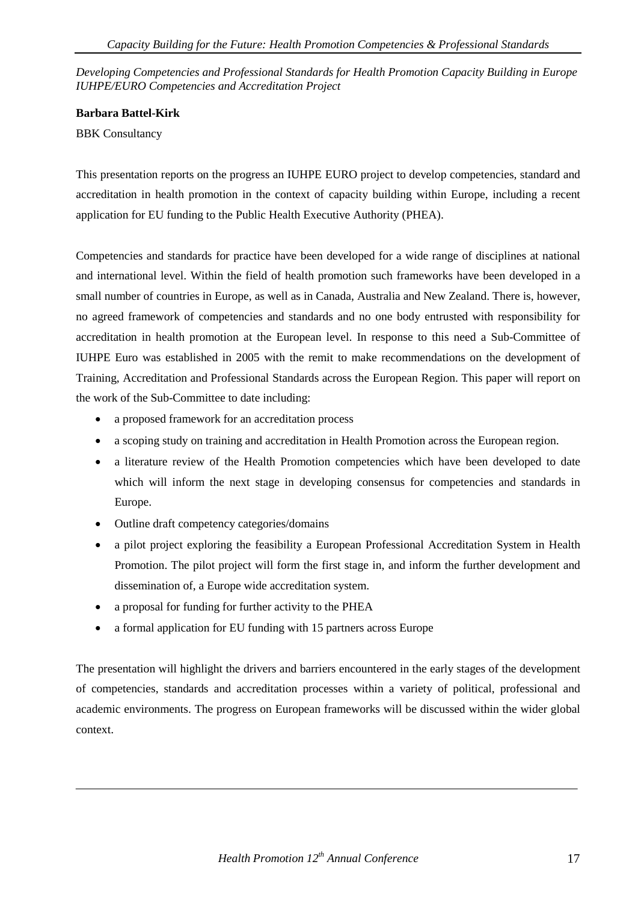*Developing Competencies and Professional Standards for Health Promotion Capacity Building in Europe IUHPE/EURO Competencies and Accreditation Project*

**Barbara Battel-Kirk**

BBK Consultancy

This presentation reports on the progress an IUHPE EURO project to develop competencies, standard and accreditation in health promotion in the context of capacity building within Europe, including a recent application for EU funding to the Public Health Executive Authority (PHEA).

Competencies and standards for practice have been developed for a wide range of disciplines at national and international level. Within the field of health promotion such frameworks have been developed in a small number of countries in Europe, as well as in Canada, Australia and New Zealand. There is, however, no agreed framework of competencies and standards and no one body entrusted with responsibility for accreditation in health promotion at the European level. In response to this need a Sub-Committee of IUHPE Euro was established in 2005 with the remit to make recommendations on the development of Training, Accreditation and Professional Standards across the European Region. This paper will report on the work of the Sub-Committee to date including:

- a proposed framework for an accreditation process
- a scoping study on training and accreditation in Health Promotion across the European region.
- a literature review of the Health Promotion competencies which have been developed to date which will inform the next stage in developing consensus for competencies and standards in Europe.
- Outline draft competency categories/domains
- a pilot project exploring the feasibility a European Professional Accreditation System in Health Promotion. The pilot project will form the first stage in, and inform the further development and dissemination of, a Europe wide accreditation system.
- a proposal for funding for further activity to the PHEA
- a formal application for EU funding with 15 partners across Europe

The presentation will highlight the drivers and barriers encountered in the early stages of the development of competencies, standards and accreditation processes within a variety of political, professional and academic environments. The progress on European frameworks will be discussed within the wider global context.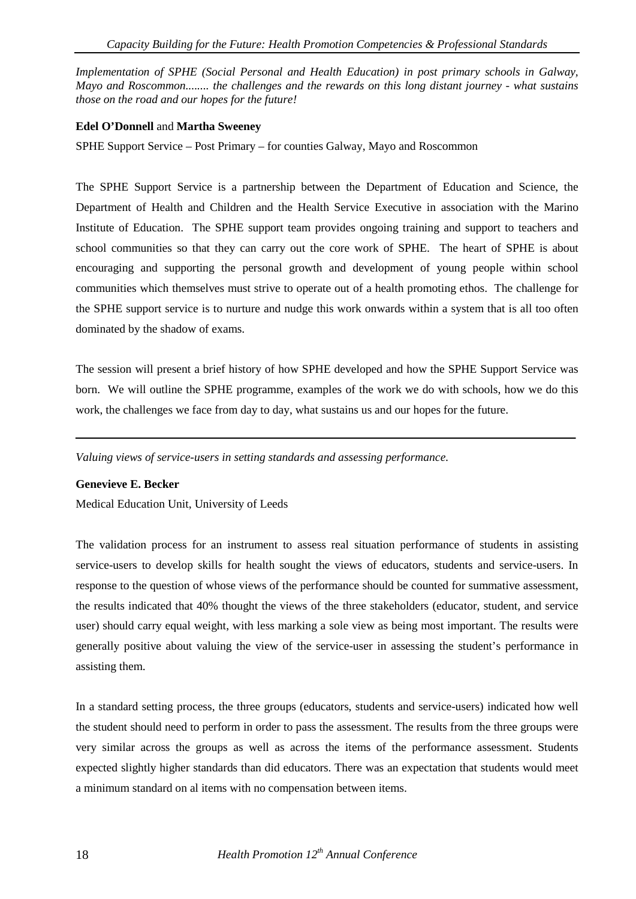*Implementation of SPHE (Social Personal and Health Education) in post primary schools in Galway, Mayo and Roscommon........ the challenges and the rewards on this long distant journey - what sustains those on the road and our hopes for the future!*

**Edel O'Donnell** and **Martha Sweeney**

SPHE Support Service – Post Primary – for counties Galway, Mayo and Roscommon

The SPHE Support Service is a partnership between the Department of Education and Science, the Department of Health and Children and the Health Service Executive in association with the Marino Institute of Education. The SPHE support team provides ongoing training and support to teachers and school communities so that they can carry out the core work of SPHE. The heart of SPHE is about encouraging and supporting the personal growth and development of young people within school communities which themselves must strive to operate out of a health promoting ethos. The challenge for the SPHE support service is to nurture and nudge this work onwards within a system that is all too often dominated by the shadow of exams.

The session will present a brief history of how SPHE developed and how the SPHE Support Service was born. We will outline the SPHE programme, examples of the work we do with schools, how we do this work, the challenges we face from day to day, what sustains us and our hopes for the future.

---

*Valuing views of service-users in setting standards and assessing performance.*

**Genevieve E. Becker**

Medical Education Unit, University of Leeds

The validation process for an instrument to assess real situation performance of students in assisting service-users to develop skills for health sought the views of educators, students and service-users. In response to the question of whose views of the performance should be counted for summative assessment, the results indicated that 40% thought the views of the three stakeholders (educator, student, and service user) should carry equal weight, with less marking a sole view as being most important. The results were generally positive about valuing the view of the service-user in assessing the student's performance in assisting them.

In a standard setting process, the three groups (educators, students and service-users) indicated how well the student should need to perform in order to pass the assessment. The results from the three groups were very similar across the groups as well as across the items of the performance assessment. Students expected slightly higher standards than did educators. There was an expectation that students would meet a minimum standard on al items with no compensation between items.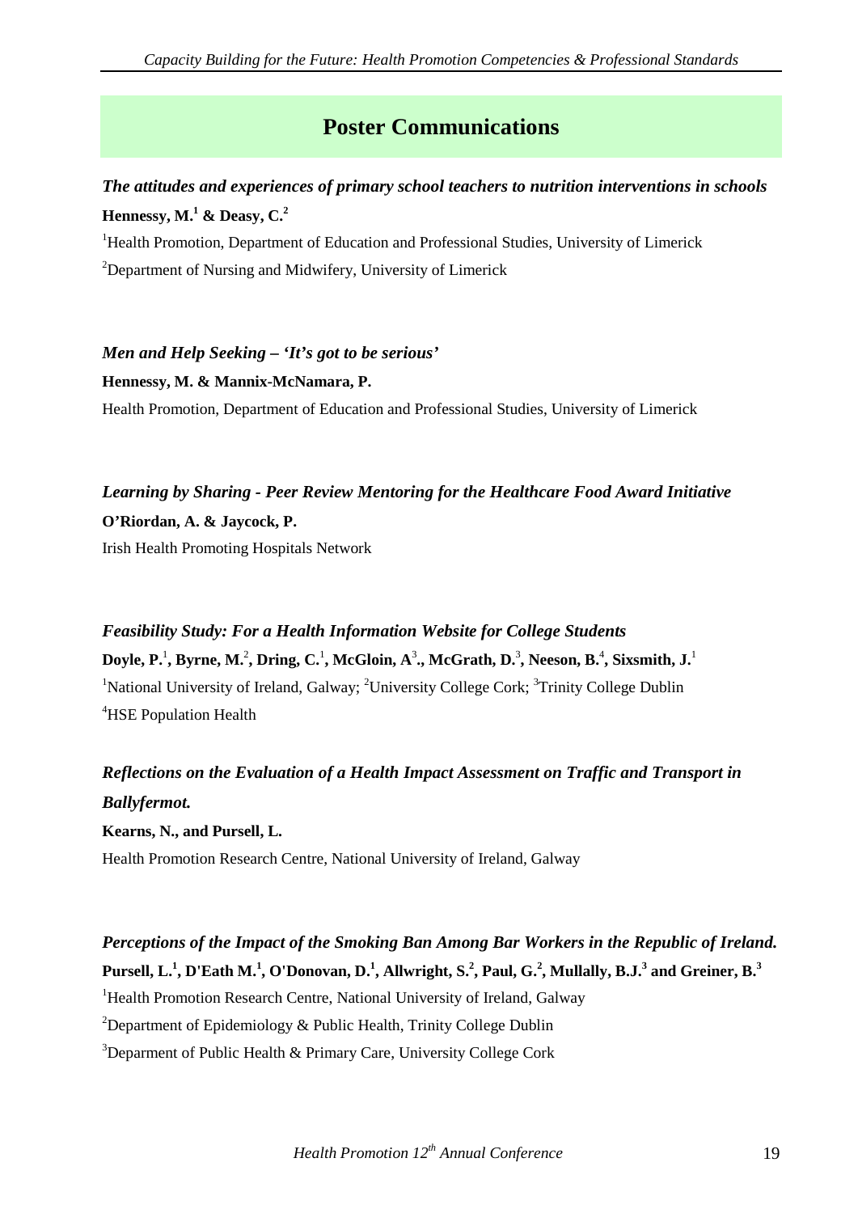# Poster Communications

***The attitudes and experiences of primary school teachers to nutrition interventions in schools***

**Hennessy, M.[1] & Deasy, C.[2]**

[1]Health Promotion, Department of Education and Professional Studies, University of Limerick

[2]Department of Nursing and Midwifery, University of Limerick

***Men and Help Seeking – 'It's got to be serious'***

**Hennessy, M. & Mannix-McNamara, P.**

Health Promotion, Department of Education and Professional Studies, University of Limerick

***Learning by Sharing - Peer Review Mentoring for the Healthcare Food Award Initiative***

**O'Riordan, A. & Jaycock, P.**

Irish Health Promoting Hospitals Network

***Feasibility Study: For a Health Information Website for College Students***

**Doyle, P.[1], Byrne, M.[2], Dring, C.[1], McGloin, A[3]., McGrath, D.[3], Neeson, B.[4], Sixsmith, J.[1]**

[1]National University of Ireland, Galway; [2]University College Cork; [3]Trinity College Dublin

[4]HSE Population Health

***Reflections on the Evaluation of a Health Impact Assessment on Traffic and Transport in Ballyfermot.***

**Kearns, N., and Pursell, L.**

Health Promotion Research Centre, National University of Ireland, Galway

***Perceptions of the Impact of the Smoking Ban Among Bar Workers in the Republic of Ireland.***

**Pursell, L.[1], D'Eath M.[1], O'Donovan, D.[1], Allwright, S.[2], Paul, G.[2], Mullally, B.J.[3] and Greiner, B.[3]**

[1]Health Promotion Research Centre, National University of Ireland, Galway

[2]Department of Epidemiology & Public Health, Trinity College Dublin

[3]Deparment of Public Health & Primary Care, University College Cork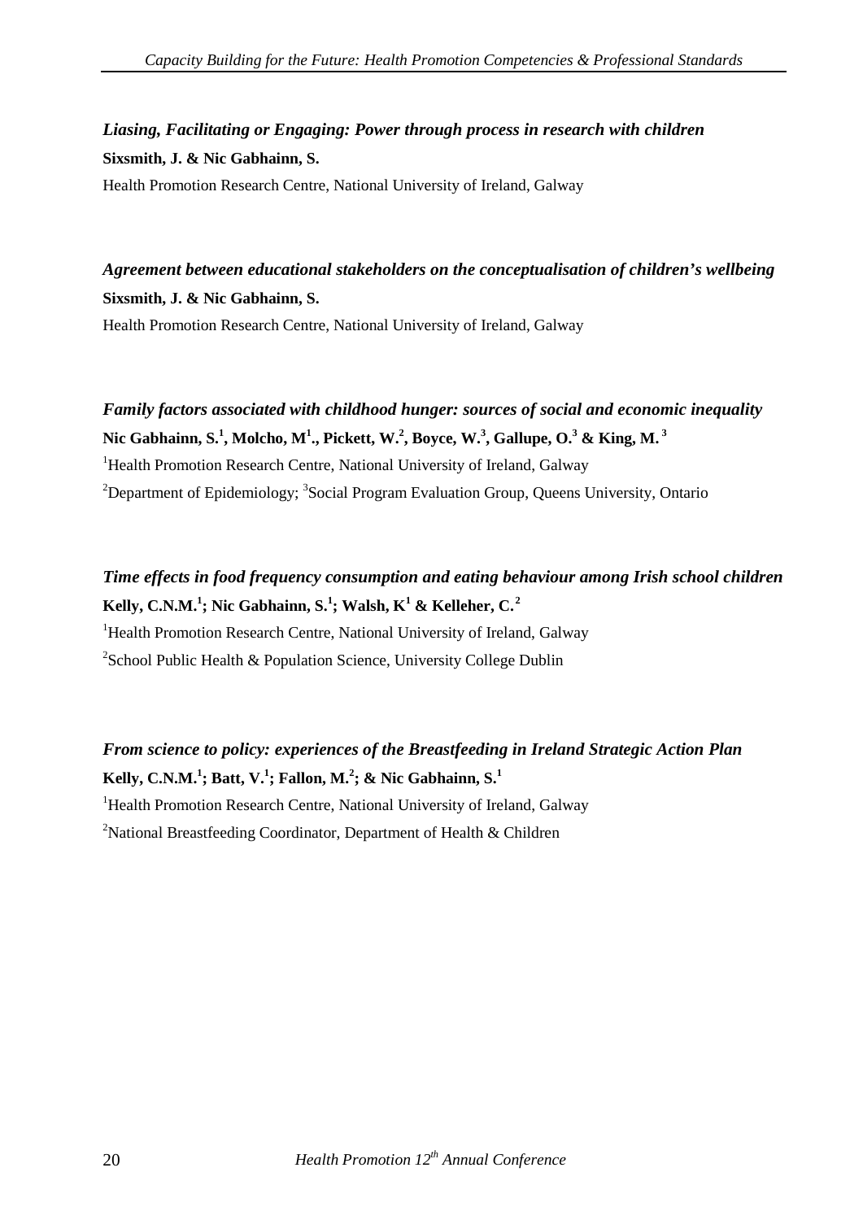***Liasing, Facilitating or Engaging: Power through process in research with children***

**Sixsmith, J. & Nic Gabhainn, S.**

Health Promotion Research Centre, National University of Ireland, Galway

***Agreement between educational stakeholders on the conceptualisation of children's wellbeing***

**Sixsmith, J. & Nic Gabhainn, S.**

Health Promotion Research Centre, National University of Ireland, Galway

***Family factors associated with childhood hunger: sources of social and economic inequality***

**Nic Gabhainn, S.[1], Molcho, M[1]., Pickett, W.[2], Boyce, W.[3], Gallupe, O.[3] & King, M.[3]**

[1]Health Promotion Research Centre, National University of Ireland, Galway

[2]Department of Epidemiology; [3]Social Program Evaluation Group, Queens University, Ontario

***Time effects in food frequency consumption and eating behaviour among Irish school children***

**Kelly, C.N.M.[1]; Nic Gabhainn, S.[1]; Walsh, K[1] & Kelleher, C.[2]**

[1]Health Promotion Research Centre, National University of Ireland, Galway

[2]School Public Health & Population Science, University College Dublin

***From science to policy: experiences of the Breastfeeding in Ireland Strategic Action Plan***

**Kelly, C.N.M.[1]; Batt, V.[1]; Fallon, M.[2]; & Nic Gabhainn, S.[1]**

[1]Health Promotion Research Centre, National University of Ireland, Galway

[2]National Breastfeeding Coordinator, Department of Health & Children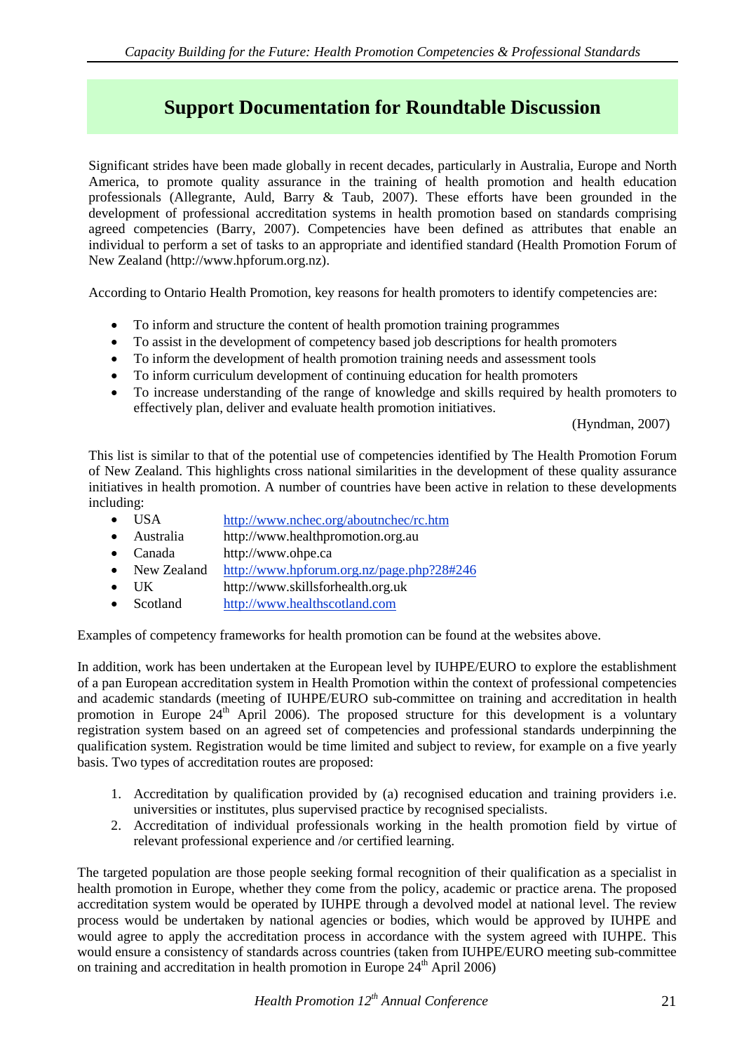## Support Documentation for Roundtable Discussion

Significant strides have been made globally in recent decades, particularly in Australia, Europe and North America, to promote quality assurance in the training of health promotion and health education professionals (Allegrante, Auld, Barry & Taub, 2007). These efforts have been grounded in the development of professional accreditation systems in health promotion based on standards comprising agreed competencies (Barry, 2007). Competencies have been defined as attributes that enable an individual to perform a set of tasks to an appropriate and identified standard (Health Promotion Forum of New Zealand (http://www.hpforum.org.nz).

According to Ontario Health Promotion, key reasons for health promoters to identify competencies are:

- To inform and structure the content of health promotion training programmes
- To assist in the development of competency based job descriptions for health promoters
- To inform the development of health promotion training needs and assessment tools
- To inform curriculum development of continuing education for health promoters
- To increase understanding of the range of knowledge and skills required by health promoters to effectively plan, deliver and evaluate health promotion initiatives.

(Hyndman, 2007)

This list is similar to that of the potential use of competencies identified by The Health Promotion Forum of New Zealand. This highlights cross national similarities in the development of these quality assurance initiatives in health promotion. A number of countries have been active in relation to these developments including:

- USA http://www.nchec.org/aboutnchec/rc.htm
- Australia http://www.healthpromotion.org.au
- Canada http://www.ohpe.ca
- New Zealand http://www.hpforum.org.nz/page.php?28#246
- UK http://www.skillsforhealth.org.uk
- Scotland http://www.healthscotland.com

Examples of competency frameworks for health promotion can be found at the websites above.

In addition, work has been undertaken at the European level by IUHPE/EURO to explore the establishment of a pan European accreditation system in Health Promotion within the context of professional competencies and academic standards (meeting of IUHPE/EURO sub-committee on training and accreditation in health promotion in Europe 24th April 2006). The proposed structure for this development is a voluntary registration system based on an agreed set of competencies and professional standards underpinning the qualification system. Registration would be time limited and subject to review, for example on a five yearly basis. Two types of accreditation routes are proposed:

1. Accreditation by qualification provided by (a) recognised education and training providers i.e. universities or institutes, plus supervised practice by recognised specialists.
2. Accreditation of individual professionals working in the health promotion field by virtue of relevant professional experience and /or certified learning.

The targeted population are those people seeking formal recognition of their qualification as a specialist in health promotion in Europe, whether they come from the policy, academic or practice arena. The proposed accreditation system would be operated by IUHPE through a devolved model at national level. The review process would be undertaken by national agencies or bodies, which would be approved by IUHPE and would agree to apply the accreditation process in accordance with the system agreed with IUHPE. This would ensure a consistency of standards across countries (taken from IUHPE/EURO meeting sub-committee on training and accreditation in health promotion in Europe 24th April 2006)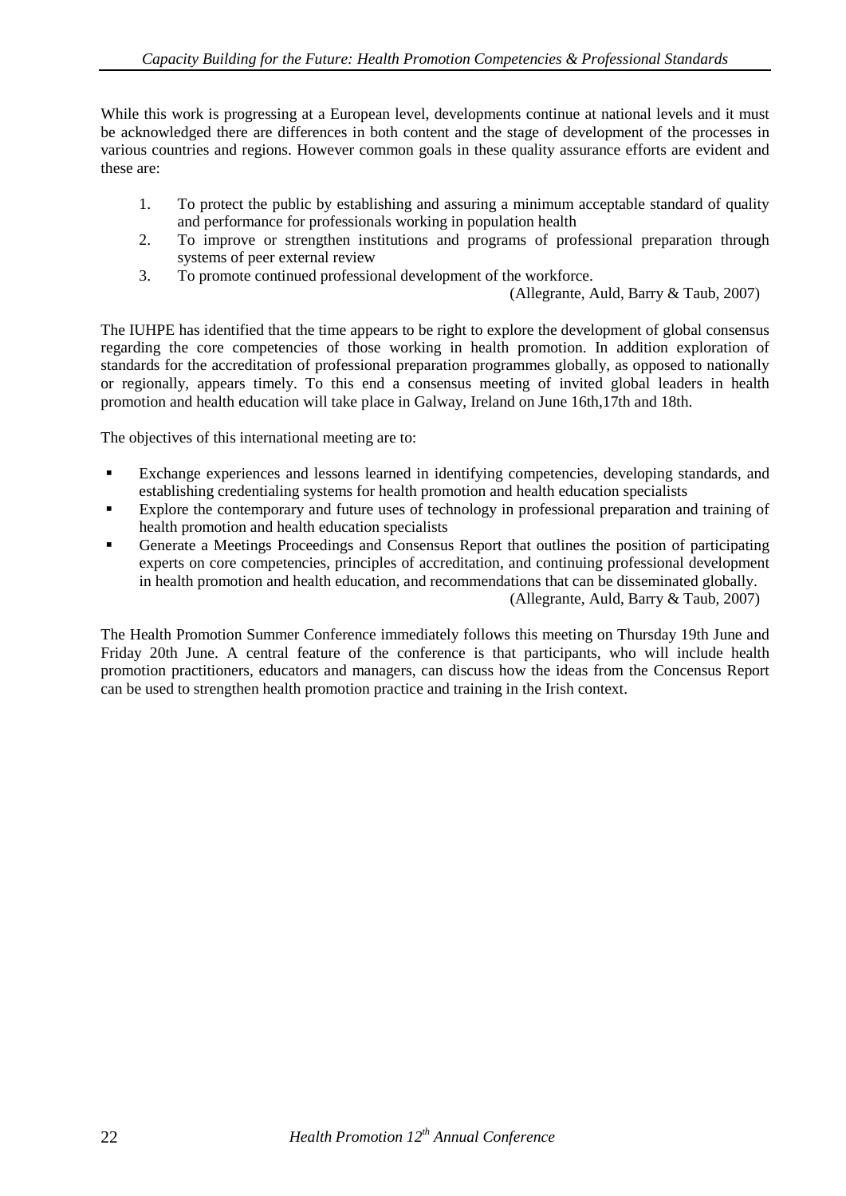While this work is progressing at a European level, developments continue at national levels and it must be acknowledged there are differences in both content and the stage of development of the processes in various countries and regions. However common goals in these quality assurance efforts are evident and these are:

1. To protect the public by establishing and assuring a minimum acceptable standard of quality and performance for professionals working in population health
2. To improve or strengthen institutions and programs of professional preparation through systems of peer external review
3. To promote continued professional development of the workforce.

(Allegrante, Auld, Barry & Taub, 2007)

The IUHPE has identified that the time appears to be right to explore the development of global consensus regarding the core competencies of those working in health promotion. In addition exploration of standards for the accreditation of professional preparation programmes globally, as opposed to nationally or regionally, appears timely. To this end a consensus meeting of invited global leaders in health promotion and health education will take place in Galway, Ireland on June 16th,17th and 18th.

The objectives of this international meeting are to:

- Exchange experiences and lessons learned in identifying competencies, developing standards, and establishing credentialing systems for health promotion and health education specialists
- Explore the contemporary and future uses of technology in professional preparation and training of health promotion and health education specialists
- Generate a Meetings Proceedings and Consensus Report that outlines the position of participating experts on core competencies, principles of accreditation, and continuing professional development in health promotion and health education, and recommendations that can be disseminated globally.

(Allegrante, Auld, Barry & Taub, 2007)

The Health Promotion Summer Conference immediately follows this meeting on Thursday 19th June and Friday 20th June. A central feature of the conference is that participants, who will include health promotion practitioners, educators and managers, can discuss how the ideas from the Concensus Report can be used to strengthen health promotion practice and training in the Irish context.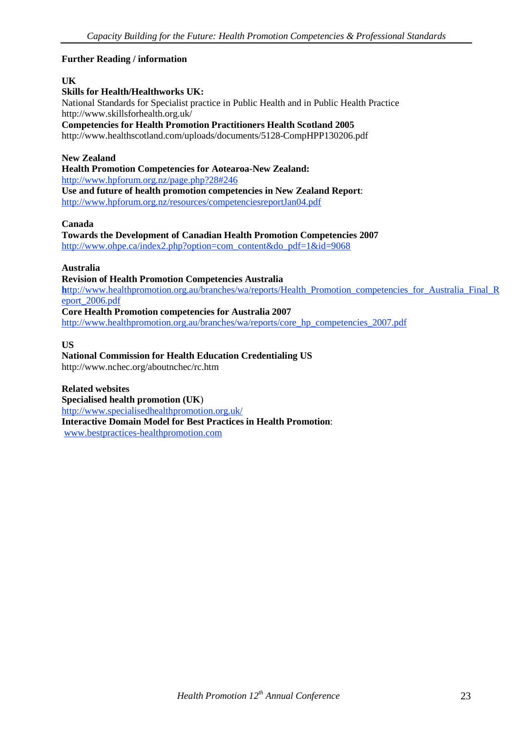**Further Reading / information**

**UK**

**Skills for Health/Healthworks UK:**
National Standards for Specialist practice in Public Health and in Public Health Practice
http://www.skillsforhealth.org.uk/

**Competencies for Health Promotion Practitioners Health Scotland 2005**
http://www.healthscotland.com/uploads/documents/5128-CompHPP130206.pdf

**New Zealand**

**Health Promotion Competencies for Aotearoa-New Zealand:**
http://www.hpforum.org.nz/page.php?28#246

**Use and future of health promotion competencies in New Zealand Report**:
http://www.hpforum.org.nz/resources/competenciesreportJan04.pdf

**Canada**

**Towards the Development of Canadian Health Promotion Competencies 2007**
http://www.ohpe.ca/index2.php?option=com_content&do_pdf=1&id=9068

**Australia**

**Revision of Health Promotion Competencies Australia**
http://www.healthpromotion.org.au/branches/wa/reports/Health_Promotion_competencies_for_Australia_Final_Report_2006.pdf

**Core Health Promotion competencies for Australia 2007**
http://www.healthpromotion.org.au/branches/wa/reports/core_hp_competencies_2007.pdf

**US**

**National Commission for Health Education Credentialing US**
http://www.nchec.org/aboutnchec/rc.htm

**Related websites**

**Specialised health promotion (UK)**
http://www.specialisedhealthpromotion.org.uk/

**Interactive Domain Model for Best Practices in Health Promotion**:
www.bestpractices-healthpromotion.com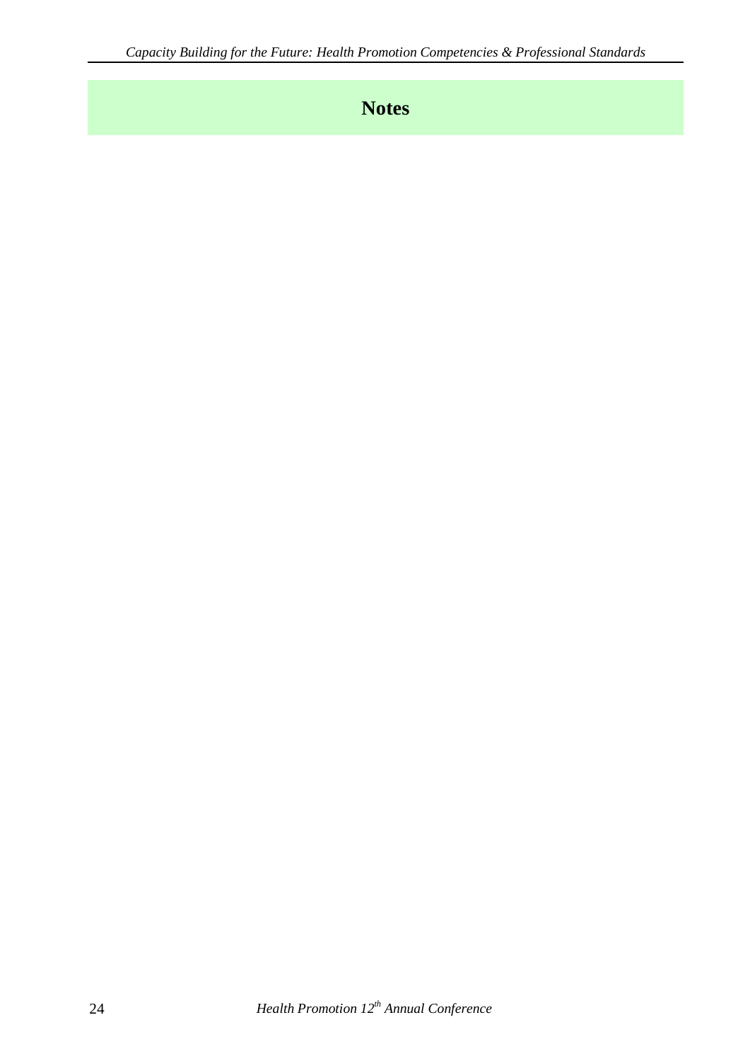# Notes